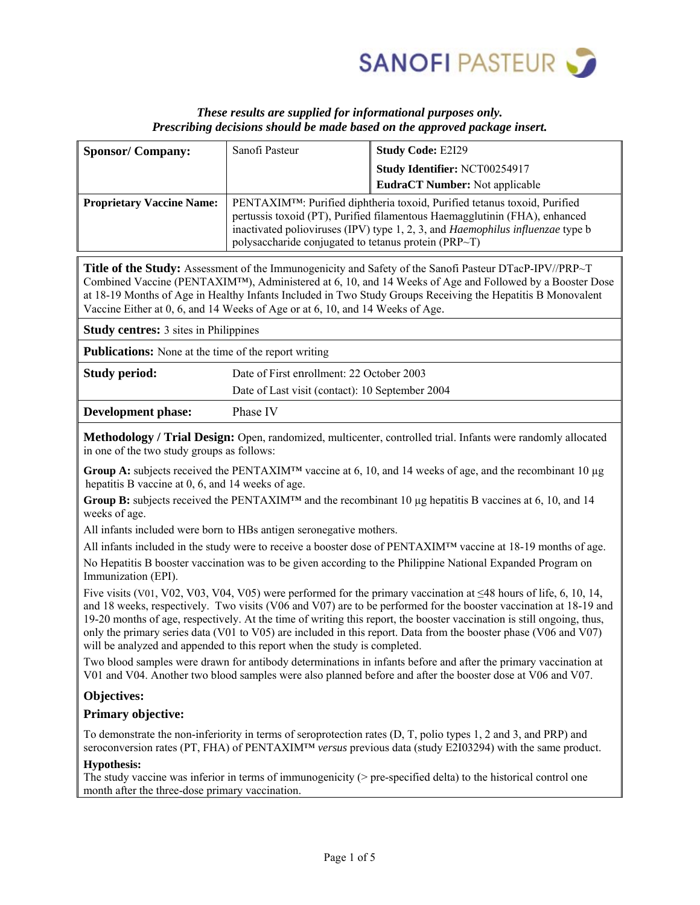*These results are supplied for informational purposes only.*
*Prescribing decisions should be made based on the approved package insert.*

| **Sponsor/ Company:** | Sanofi Pasteur | **Study Code:** E2I29<br>**Study Identifier:** NCT00254917<br>**EudraCT Number:** Not applicable |
|---|---|---|
| **Proprietary Vaccine Name:** | PENTAXIM™: Purified diphtheria toxoid, Purified tetanus toxoid, Purified pertussis toxoid (PT), Purified filamentous Haemagglutinin (FHA), enhanced inactivated polioviruses (IPV) type 1, 2, 3, and *Haemophilus influenzae* type b polysaccharide conjugated to tetanus protein (PRP~T) | |

**Title of the Study:** Assessment of the Immunogenicity and Safety of the Sanofi Pasteur DTacP-IPV//PRP~T Combined Vaccine (PENTAXIM™), Administered at 6, 10, and 14 Weeks of Age and Followed by a Booster Dose at 18-19 Months of Age in Healthy Infants Included in Two Study Groups Receiving the Hepatitis B Monovalent Vaccine Either at 0, 6, and 14 Weeks of Age or at 6, 10, and 14 Weeks of Age.

**Study centres:** 3 sites in Philippines

**Publications:** None at the time of the report writing

| **Study period:** | Date of First enrollment: 22 October 2003<br>Date of Last visit (contact): 10 September 2004 |
|---|---|
| **Development phase:** | Phase IV |

**Methodology / Trial Design:** Open, randomized, multicenter, controlled trial. Infants were randomly allocated in one of the two study groups as follows:

**Group A:** subjects received the PENTAXIM™ vaccine at 6, 10, and 14 weeks of age, and the recombinant 10 µg hepatitis B vaccine at 0, 6, and 14 weeks of age.

**Group B:** subjects received the PENTAXIM™ and the recombinant 10 µg hepatitis B vaccines at 6, 10, and 14 weeks of age.

All infants included were born to HBs antigen seronegative mothers.

All infants included in the study were to receive a booster dose of PENTAXIM™ vaccine at 18-19 months of age.

No Hepatitis B booster vaccination was to be given according to the Philippine National Expanded Program on Immunization (EPI).

Five visits (V01, V02, V03, V04, V05) were performed for the primary vaccination at ≤48 hours of life, 6, 10, 14, and 18 weeks, respectively. Two visits (V06 and V07) are to be performed for the booster vaccination at 18-19 and 19-20 months of age, respectively. At the time of writing this report, the booster vaccination is still ongoing, thus, only the primary series data (V01 to V05) are included in this report. Data from the booster phase (V06 and V07) will be analyzed and appended to this report when the study is completed.

Two blood samples were drawn for antibody determinations in infants before and after the primary vaccination at V01 and V04. Another two blood samples were also planned before and after the booster dose at V06 and V07.

## Objectives:

### Primary objective:

To demonstrate the non-inferiority in terms of seroprotection rates (D, T, polio types 1, 2 and 3, and PRP) and seroconversion rates (PT, FHA) of PENTAXIM™ *versus* previous data (study E2I03294) with the same product.

**Hypothesis:**
The study vaccine was inferior in terms of immunogenicity (> pre-specified delta) to the historical control one month after the three-dose primary vaccination.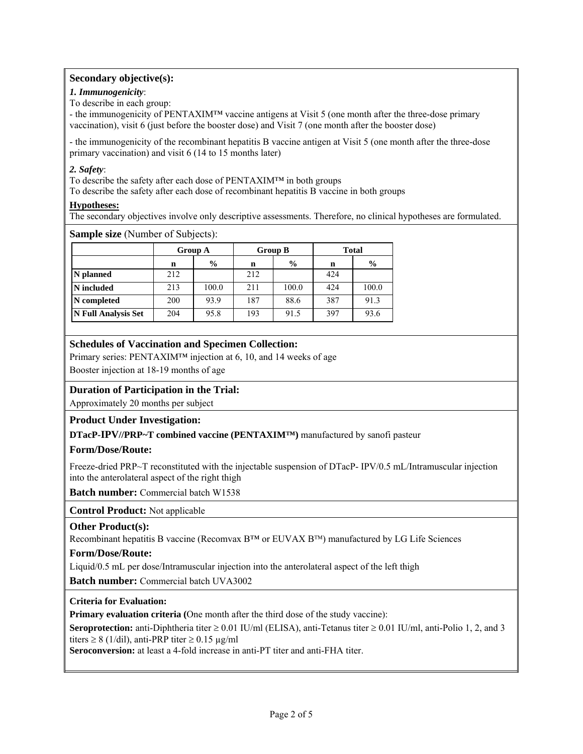### Secondary objective(s):

***1. Immunogenicity***:

To describe in each group:

- the immunogenicity of PENTAXIM™ vaccine antigens at Visit 5 (one month after the three-dose primary vaccination), visit 6 (just before the booster dose) and Visit 7 (one month after the booster dose)

- the immunogenicity of the recombinant hepatitis B vaccine antigen at Visit 5 (one month after the three-dose primary vaccination) and visit 6 (14 to 15 months later)

***2. Safety***:

To describe the safety after each dose of PENTAXIM™ in both groups

To describe the safety after each dose of recombinant hepatitis B vaccine in both groups

**Hypotheses:**

The secondary objectives involve only descriptive assessments. Therefore, no clinical hypotheses are formulated.

**Sample size** (Number of Subjects):

| | Group A | | Group B | | Total | |
|---|---|---|---|---|---|---|
| | **n** | **%** | **n** | **%** | **n** | **%** |
| **N planned** | 212 | | 212 | | 424 | |
| **N included** | 213 | 100.0 | 211 | 100.0 | 424 | 100.0 |
| **N completed** | 200 | 93.9 | 187 | 88.6 | 387 | 91.3 |
| **N Full Analysis Set** | 204 | 95.8 | 193 | 91.5 | 397 | 93.6 |

### Schedules of Vaccination and Specimen Collection:

Primary series: PENTAXIM™ injection at 6, 10, and 14 weeks of age

Booster injection at 18-19 months of age

### Duration of Participation in the Trial:

Approximately 20 months per subject

### Product Under Investigation:

**DTacP-IPV//PRP~T combined vaccine (PENTAXIM™)** manufactured by sanofi pasteur

### Form/Dose/Route:

Freeze-dried PRP~T reconstituted with the injectable suspension of DTacP- IPV/0.5 mL/Intramuscular injection into the anterolateral aspect of the right thigh

**Batch number:** Commercial batch W1538

**Control Product:** Not applicable

### Other Product(s):

Recombinant hepatitis B vaccine (Recomvax B™ or EUVAX B™) manufactured by LG Life Sciences

### Form/Dose/Route:

Liquid/0.5 mL per dose/Intramuscular injection into the anterolateral aspect of the left thigh

**Batch number:** Commercial batch UVA3002

**Criteria for Evaluation:**

**Primary evaluation criteria (**One month after the third dose of the study vaccine):

**Seroprotection:** anti-Diphtheria titer ≥ 0.01 IU/ml (ELISA), anti-Tetanus titer ≥ 0.01 IU/ml, anti-Polio 1, 2, and 3 titers ≥ 8 (1/dil), anti-PRP titer ≥ 0.15 µg/ml

**Seroconversion:** at least a 4-fold increase in anti-PT titer and anti-FHA titer.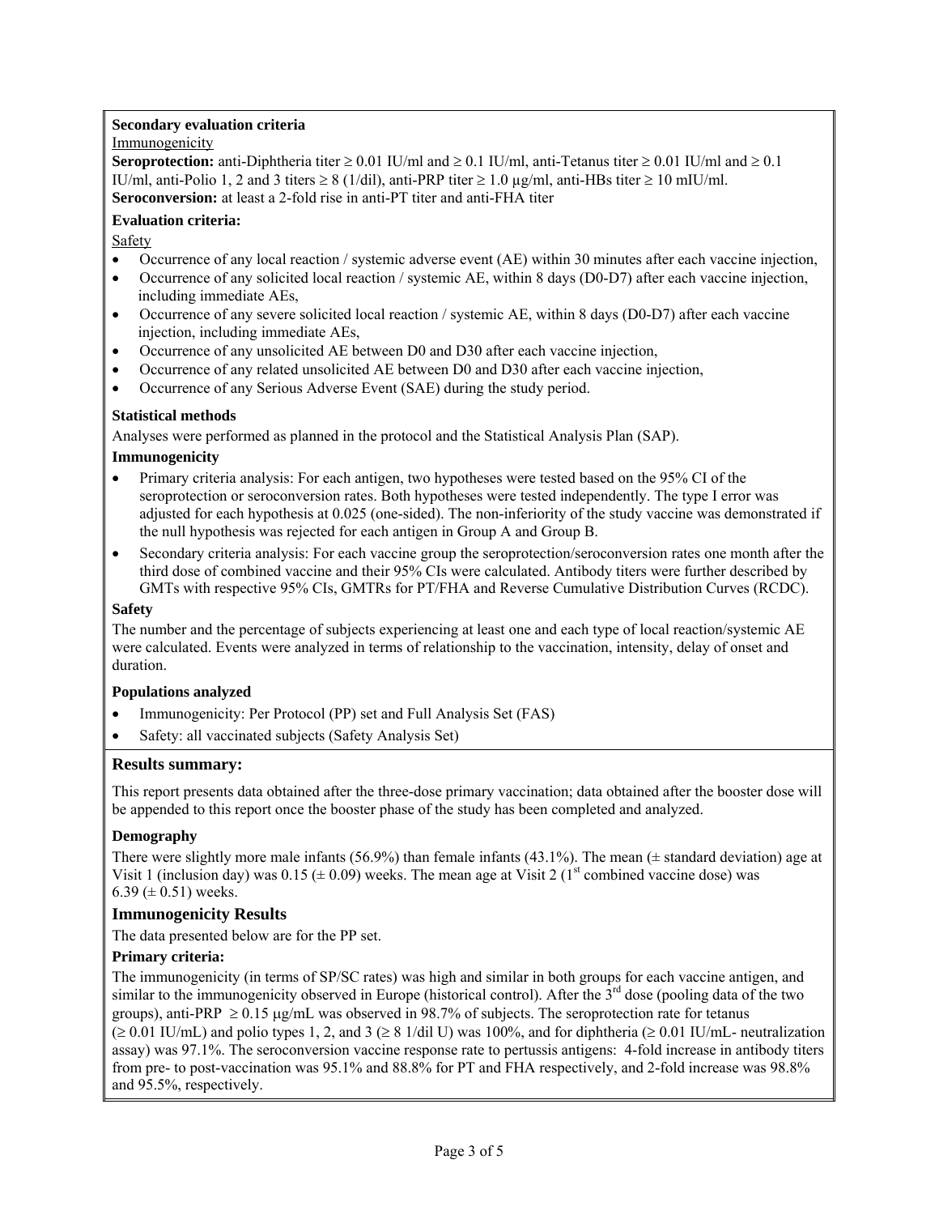**Secondary evaluation criteria**

Immunogenicity

**Seroprotection:** anti-Diphtheria titer ≥ 0.01 IU/ml and ≥ 0.1 IU/ml, anti-Tetanus titer ≥ 0.01 IU/ml and ≥ 0.1 IU/ml, anti-Polio 1, 2 and 3 titers ≥ 8 (1/dil), anti-PRP titer ≥ 1.0 µg/ml, anti-HBs titer ≥ 10 mIU/ml.

**Seroconversion:** at least a 2-fold rise in anti-PT titer and anti-FHA titer

**Evaluation criteria:**

Safety

- Occurrence of any local reaction / systemic adverse event (AE) within 30 minutes after each vaccine injection,
- Occurrence of any solicited local reaction / systemic AE, within 8 days (D0-D7) after each vaccine injection, including immediate AEs,
- Occurrence of any severe solicited local reaction / systemic AE, within 8 days (D0-D7) after each vaccine injection, including immediate AEs,
- Occurrence of any unsolicited AE between D0 and D30 after each vaccine injection,
- Occurrence of any related unsolicited AE between D0 and D30 after each vaccine injection,
- Occurrence of any Serious Adverse Event (SAE) during the study period.

**Statistical methods**

Analyses were performed as planned in the protocol and the Statistical Analysis Plan (SAP).

**Immunogenicity**

- Primary criteria analysis: For each antigen, two hypotheses were tested based on the 95% CI of the seroprotection or seroconversion rates. Both hypotheses were tested independently. The type I error was adjusted for each hypothesis at 0.025 (one-sided). The non-inferiority of the study vaccine was demonstrated if the null hypothesis was rejected for each antigen in Group A and Group B.
- Secondary criteria analysis: For each vaccine group the seroprotection/seroconversion rates one month after the third dose of combined vaccine and their 95% CIs were calculated. Antibody titers were further described by GMTs with respective 95% CIs, GMTRs for PT/FHA and Reverse Cumulative Distribution Curves (RCDC).

**Safety**

The number and the percentage of subjects experiencing at least one and each type of local reaction/systemic AE were calculated. Events were analyzed in terms of relationship to the vaccination, intensity, delay of onset and duration.

**Populations analyzed**

- Immunogenicity: Per Protocol (PP) set and Full Analysis Set (FAS)
- Safety: all vaccinated subjects (Safety Analysis Set)

## Results summary:

This report presents data obtained after the three-dose primary vaccination; data obtained after the booster dose will be appended to this report once the booster phase of the study has been completed and analyzed.

**Demography**

There were slightly more male infants (56.9%) than female infants (43.1%). The mean (± standard deviation) age at Visit 1 (inclusion day) was 0.15 (± 0.09) weeks. The mean age at Visit 2 (1st combined vaccine dose) was 6.39 (± 0.51) weeks.

### Immunogenicity Results

The data presented below are for the PP set.

**Primary criteria:**

The immunogenicity (in terms of SP/SC rates) was high and similar in both groups for each vaccine antigen, and similar to the immunogenicity observed in Europe (historical control). After the 3rd dose (pooling data of the two groups), anti-PRP ≥ 0.15 µg/mL was observed in 98.7% of subjects. The seroprotection rate for tetanus (≥ 0.01 IU/mL) and polio types 1, 2, and 3 (≥ 8 1/dil U) was 100%, and for diphtheria (≥ 0.01 IU/mL- neutralization assay) was 97.1%. The seroconversion vaccine response rate to pertussis antigens: 4-fold increase in antibody titers from pre- to post-vaccination was 95.1% and 88.8% for PT and FHA respectively, and 2-fold increase was 98.8% and 95.5%, respectively.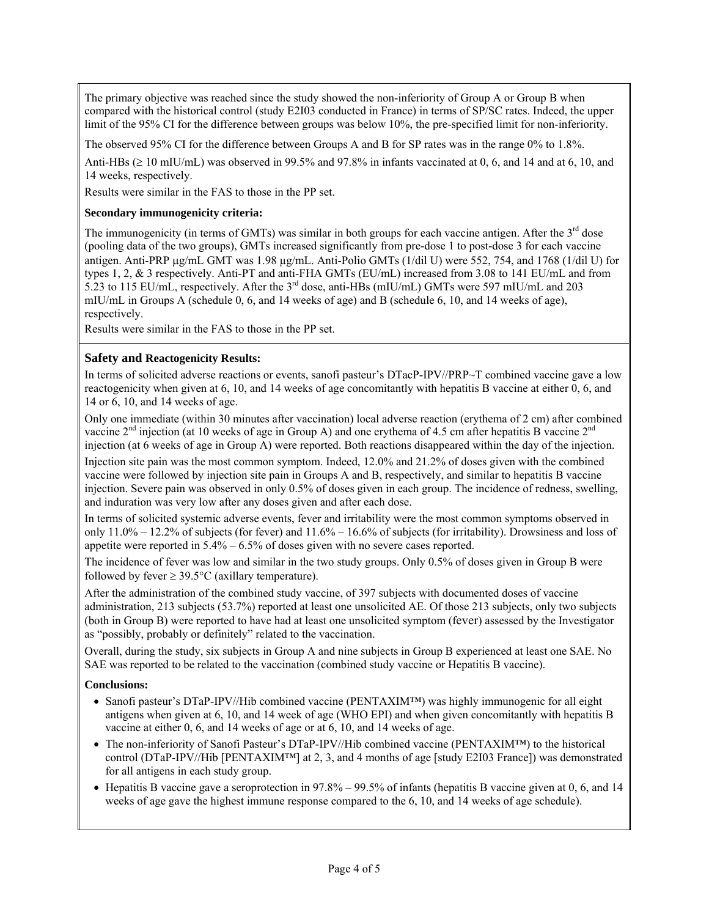The primary objective was reached since the study showed the non-inferiority of Group A or Group B when compared with the historical control (study E2I03 conducted in France) in terms of SP/SC rates. Indeed, the upper limit of the 95% CI for the difference between groups was below 10%, the pre-specified limit for non-inferiority.

The observed 95% CI for the difference between Groups A and B for SP rates was in the range 0% to 1.8%.

Anti-HBs (≥ 10 mIU/mL) was observed in 99.5% and 97.8% in infants vaccinated at 0, 6, and 14 and at 6, 10, and 14 weeks, respectively.

Results were similar in the FAS to those in the PP set.

**Secondary immunogenicity criteria:**

The immunogenicity (in terms of GMTs) was similar in both groups for each vaccine antigen. After the 3rd dose (pooling data of the two groups), GMTs increased significantly from pre-dose 1 to post-dose 3 for each vaccine antigen. Anti-PRP μg/mL GMT was 1.98 μg/mL. Anti-Polio GMTs (1/dil U) were 552, 754, and 1768 (1/dil U) for types 1, 2, & 3 respectively. Anti-PT and anti-FHA GMTs (EU/mL) increased from 3.08 to 141 EU/mL and from 5.23 to 115 EU/mL, respectively. After the 3rd dose, anti-HBs (mIU/mL) GMTs were 597 mIU/mL and 203 mIU/mL in Groups A (schedule 0, 6, and 14 weeks of age) and B (schedule 6, 10, and 14 weeks of age), respectively.

Results were similar in the FAS to those in the PP set.

## Safety and Reactogenicity Results:

In terms of solicited adverse reactions or events, sanofi pasteur's DTacP-IPV//PRP~T combined vaccine gave a low reactogenicity when given at 6, 10, and 14 weeks of age concomitantly with hepatitis B vaccine at either 0, 6, and 14 or 6, 10, and 14 weeks of age.

Only one immediate (within 30 minutes after vaccination) local adverse reaction (erythema of 2 cm) after combined vaccine 2nd injection (at 10 weeks of age in Group A) and one erythema of 4.5 cm after hepatitis B vaccine 2nd injection (at 6 weeks of age in Group A) were reported. Both reactions disappeared within the day of the injection.

Injection site pain was the most common symptom. Indeed, 12.0% and 21.2% of doses given with the combined vaccine were followed by injection site pain in Groups A and B, respectively, and similar to hepatitis B vaccine injection. Severe pain was observed in only 0.5% of doses given in each group. The incidence of redness, swelling, and induration was very low after any doses given and after each dose.

In terms of solicited systemic adverse events, fever and irritability were the most common symptoms observed in only 11.0% – 12.2% of subjects (for fever) and 11.6% – 16.6% of subjects (for irritability). Drowsiness and loss of appetite were reported in 5.4% – 6.5% of doses given with no severe cases reported.

The incidence of fever was low and similar in the two study groups. Only 0.5% of doses given in Group B were followed by fever ≥ 39.5°C (axillary temperature).

After the administration of the combined study vaccine, of 397 subjects with documented doses of vaccine administration, 213 subjects (53.7%) reported at least one unsolicited AE. Of those 213 subjects, only two subjects (both in Group B) were reported to have had at least one unsolicited symptom (fever) assessed by the Investigator as "possibly, probably or definitely" related to the vaccination.

Overall, during the study, six subjects in Group A and nine subjects in Group B experienced at least one SAE. No SAE was reported to be related to the vaccination (combined study vaccine or Hepatitis B vaccine).

**Conclusions:**

- Sanofi pasteur's DTaP-IPV//Hib combined vaccine (PENTAXIM™) was highly immunogenic for all eight antigens when given at 6, 10, and 14 week of age (WHO EPI) and when given concomitantly with hepatitis B vaccine at either 0, 6, and 14 weeks of age or at 6, 10, and 14 weeks of age.
- The non-inferiority of Sanofi Pasteur's DTaP-IPV//Hib combined vaccine (PENTAXIM™) to the historical control (DTaP-IPV//Hib [PENTAXIM™] at 2, 3, and 4 months of age [study E2I03 France]) was demonstrated for all antigens in each study group.
- Hepatitis B vaccine gave a seroprotection in 97.8% – 99.5% of infants (hepatitis B vaccine given at 0, 6, and 14 weeks of age gave the highest immune response compared to the 6, 10, and 14 weeks of age schedule).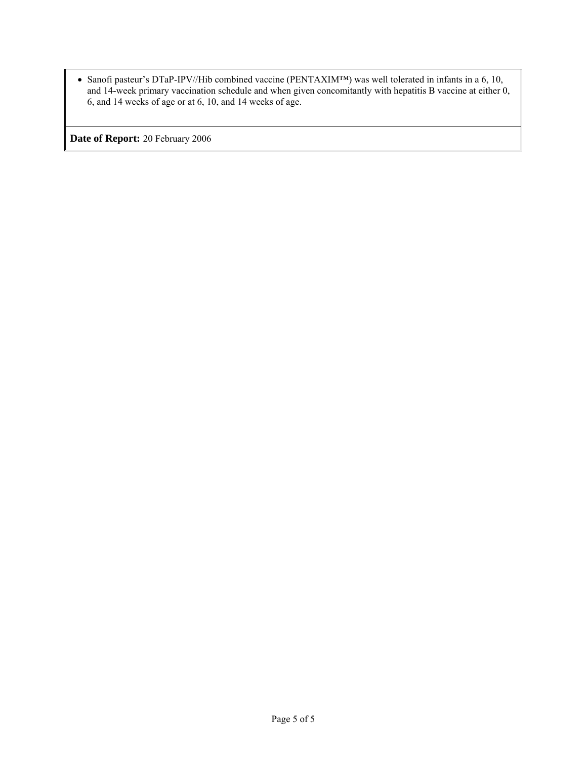- Sanofi pasteur's DTaP-IPV//Hib combined vaccine (PENTAXIM™) was well tolerated in infants in a 6, 10, and 14-week primary vaccination schedule and when given concomitantly with hepatitis B vaccine at either 0, 6, and 14 weeks of age or at 6, 10, and 14 weeks of age.

**Date of Report:** 20 February 2006